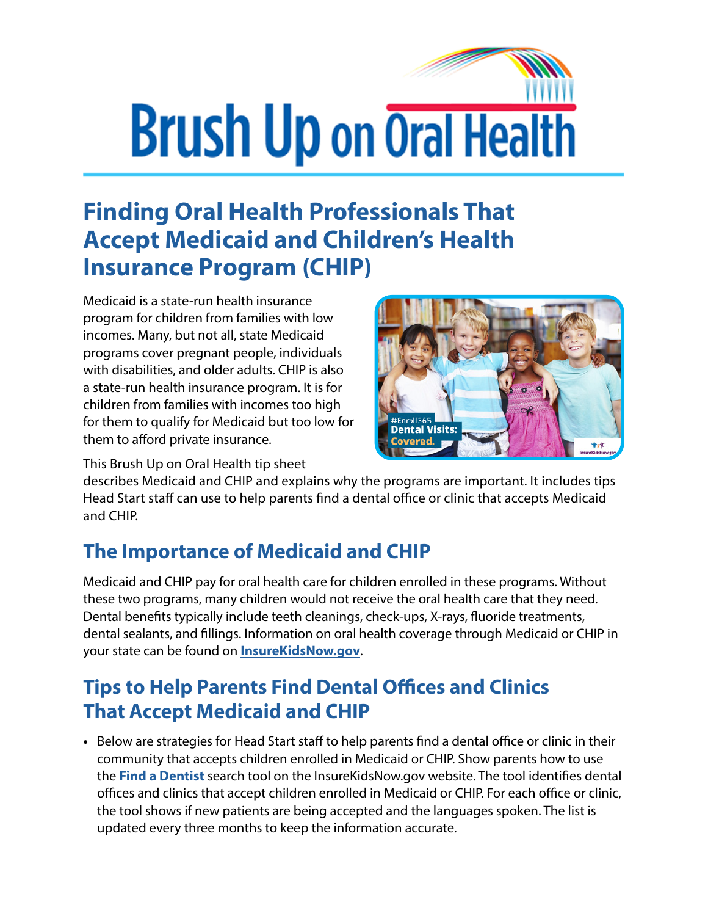# Brush Up on Oral Health

## Finding Oral Health Professionals That Accept Medicaid and Children's Health Insurance Program (CHIP)

Medicaid is a state-run health insurance program for children from families with low incomes. Many, but not all, state Medicaid programs cover pregnant people, individuals with disabilities, and older adults. CHIP is also a state-run health insurance program. It is for children from families with incomes too high for them to qualify for Medicaid but too low for them to afford private insurance.

This Brush Up on Oral Health tip sheet describes Medicaid and CHIP and explains why the programs are important. It includes tips Head Start staff can use to help parents find a dental office or clinic that accepts Medicaid and CHIP.

## The Importance of Medicaid and CHIP

Medicaid and CHIP pay for oral health care for children enrolled in these programs. Without these two programs, many children would not receive the oral health care that they need. Dental benefits typically include teeth cleanings, check-ups, X-rays, fluoride treatments, dental sealants, and fillings. Information on oral health coverage through Medicaid or CHIP in your state can be found on **InsureKidsNow.gov**.

## Tips to Help Parents Find Dental Offices and Clinics That Accept Medicaid and CHIP

- Below are strategies for Head Start staff to help parents find a dental office or clinic in their community that accepts children enrolled in Medicaid or CHIP. Show parents how to use the **Find a Dentist** search tool on the InsureKidsNow.gov website. The tool identifies dental offices and clinics that accept children enrolled in Medicaid or CHIP. For each office or clinic, the tool shows if new patients are being accepted and the languages spoken. The list is updated every three months to keep the information accurate.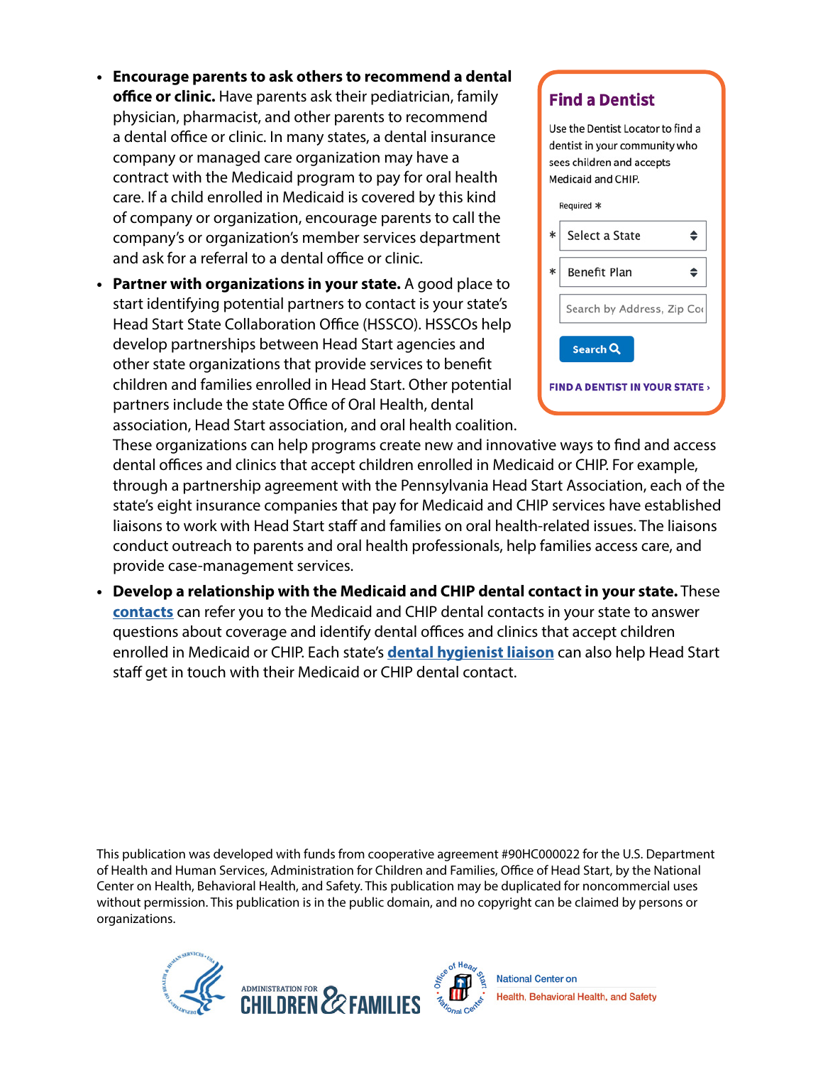- **Encourage parents to ask others to recommend a dental office or clinic.** Have parents ask their pediatrician, family physician, pharmacist, and other parents to recommend a dental office or clinic. In many states, a dental insurance company or managed care organization may have a contract with the Medicaid program to pay for oral health care. If a child enrolled in Medicaid is covered by this kind of company or organization, encourage parents to call the company's or organization's member services department and ask for a referral to a dental office or clinic.
- **Partner with organizations in your state.** A good place to start identifying potential partners to contact is your state's Head Start State Collaboration Office (HSSCO). HSSCOs help develop partnerships between Head Start agencies and other state organizations that provide services to benefit children and families enrolled in Head Start. Other potential partners include the state Office of Oral Health, dental association, Head Start association, and oral health coalition. These organizations can help programs create new and innovative ways to find and access dental offices and clinics that accept children enrolled in Medicaid or CHIP. For example, through a partnership agreement with the Pennsylvania Head Start Association, each of the state's eight insurance companies that pay for Medicaid and CHIP services have established liaisons to work with Head Start staff and families on oral health-related issues. The liaisons conduct outreach to parents and oral health professionals, help families access care, and provide case-management services.
- **Develop a relationship with the Medicaid and CHIP dental contact in your state.** These **contacts** can refer you to the Medicaid and CHIP dental contacts in your state to answer questions about coverage and identify dental offices and clinics that accept children enrolled in Medicaid or CHIP. Each state's **dental hygienist liaison** can also help Head Start staff get in touch with their Medicaid or CHIP dental contact.

## Find a Dentist

Use the Dentist Locator to find a dentist in your community who sees children and accepts Medicaid and CHIP.

Required *

* Select a State

* Benefit Plan

Search by Address, Zip Code

Search

FIND A DENTIST IN YOUR STATE ›

This publication was developed with funds from cooperative agreement #90HC000022 for the U.S. Department of Health and Human Services, Administration for Children and Families, Office of Head Start, by the National Center on Health, Behavioral Health, and Safety. This publication may be duplicated for noncommercial uses without permission. This publication is in the public domain, and no copyright can be claimed by persons or organizations.

National Center on Health, Behavioral Health, and Safety